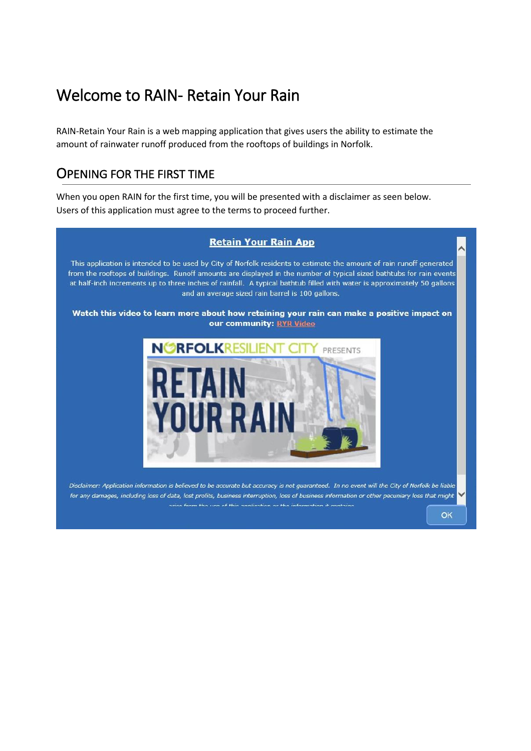# Welcome to RAIN- Retain Your Rain

RAIN-Retain Your Rain is a web mapping application that gives users the ability to estimate the amount of rainwater runoff produced from the rooftops of buildings in Norfolk.

## Opening for the First Time

When you open RAIN for the first time, you will be presented with a disclaimer as seen below. Users of this application must agree to the terms to proceed further.

**Retain Your Rain App**

This application is intended to be used by City of Norfolk residents to estimate the amount of rain runoff generated from the rooftops of buildings. Runoff amounts are displayed in the number of typical sized bathtubs for rain events at half-inch increments up to three inches of rainfall. A typical bathtub filled with water is approximately 50 gallons and an average sized rain barrel is 100 gallons.

**Watch this video to learn more about how retaining your rain can make a positive impact on our community: RYR Video**

NORFOLK RESILIENT CITY PRESENTS RETAIN YOUR RAIN

*Disclaimer: Application information is believed to be accurate but accuracy is not guaranteed. In no event will the City of Norfolk be liable for any damages, including loss of data, lost profits, business interruption, loss of business information or other pecuniary loss that might arise from the use of this application or the information it contains*

OK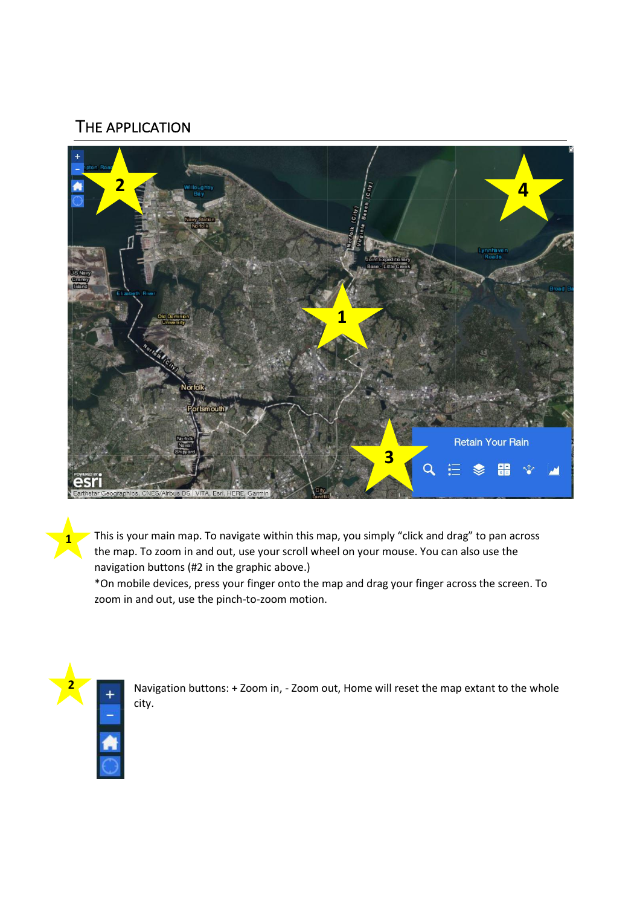## THE APPLICATION

1 This is your main map. To navigate within this map, you simply "click and drag" to pan across the map. To zoom in and out, use your scroll wheel on your mouse. You can also use the navigation buttons (#2 in the graphic above.)
*On mobile devices, press your finger onto the map and drag your finger across the screen. To zoom in and out, use the pinch-to-zoom motion.

2 Navigation buttons: + Zoom in, - Zoom out, Home will reset the map extant to the whole city.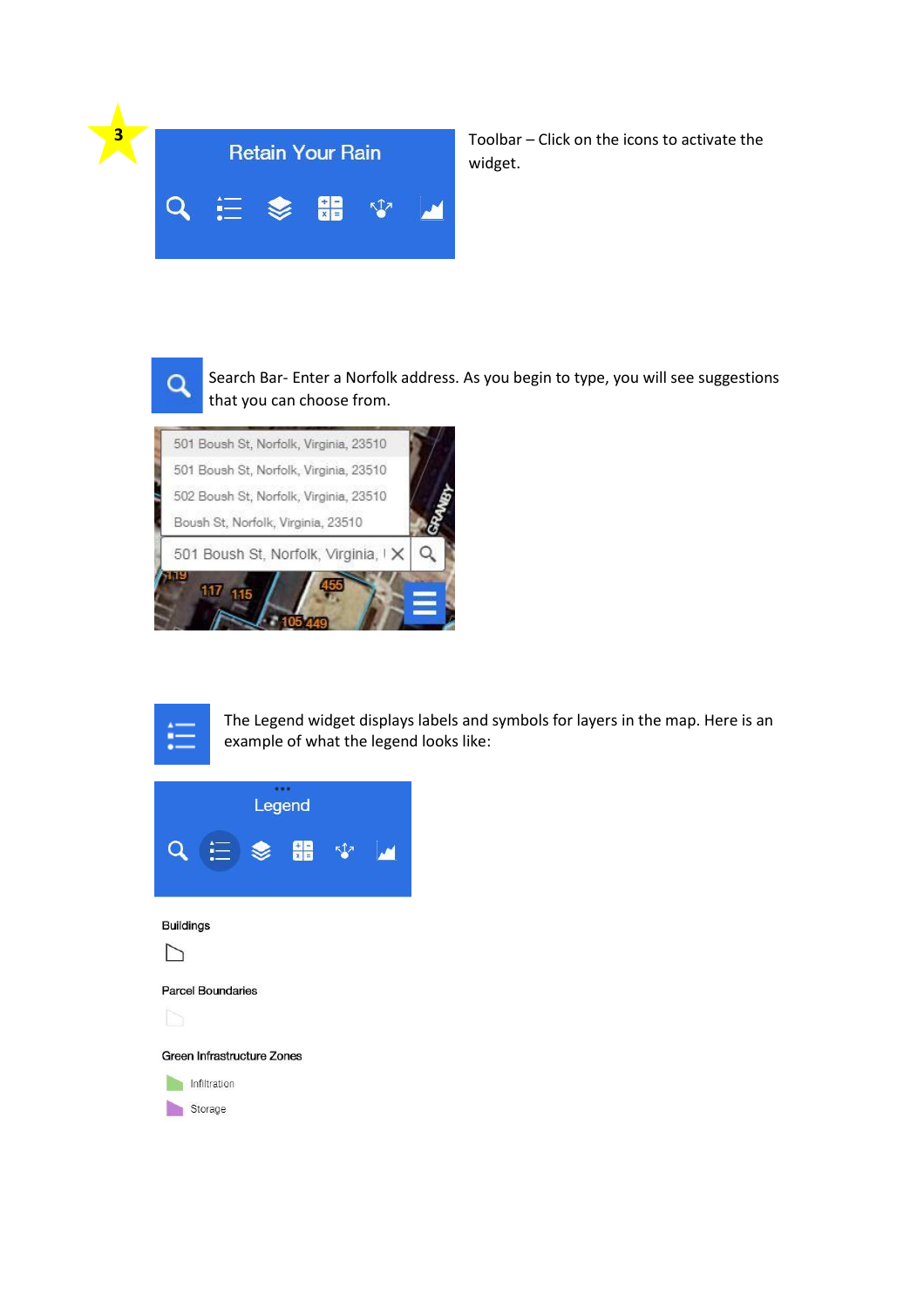3

Toolbar – Click on the icons to activate the widget.

Search Bar- Enter a Norfolk address. As you begin to type, you will see suggestions that you can choose from.

The Legend widget displays labels and symbols for layers in the map. Here is an example of what the legend looks like: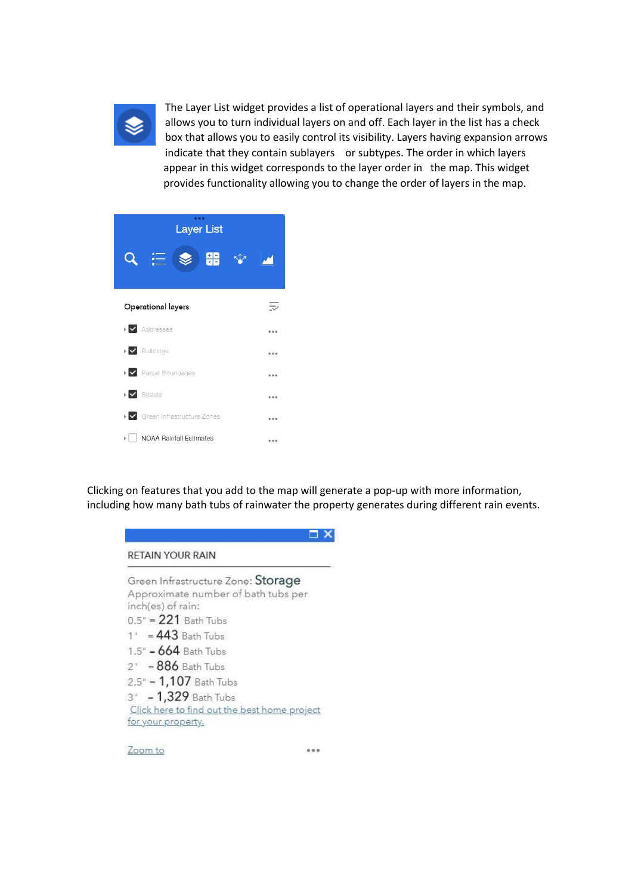The Layer List widget provides a list of operational layers and their symbols, and allows you to turn individual layers on and off. Each layer in the list has a check box that allows you to easily control its visibility. Layers having expansion arrows indicate that they contain sublayers or subtypes. The order in which layers appear in this widget corresponds to the layer order in the map. This widget provides functionality allowing you to change the order of layers in the map.

Layer List

Operational layers

- Addresses
- Buildings
- Parcel Boundaries
- Streets
- Green Infrastructure Zones
- NOAA Rainfall Estimates

Clicking on features that you add to the map will generate a pop-up with more information, including how many bath tubs of rainwater the property generates during different rain events.

RETAIN YOUR RAIN

Green Infrastructure Zone: Storage
Approximate number of bath tubs per inch(es) of rain:
0.5" = 221 Bath Tubs
1" = 443 Bath Tubs
1.5" = 664 Bath Tubs
2" = 886 Bath Tubs
2.5" = 1,107 Bath Tubs
3" = 1,329 Bath Tubs
Click here to find out the best home project for your property.

Zoom to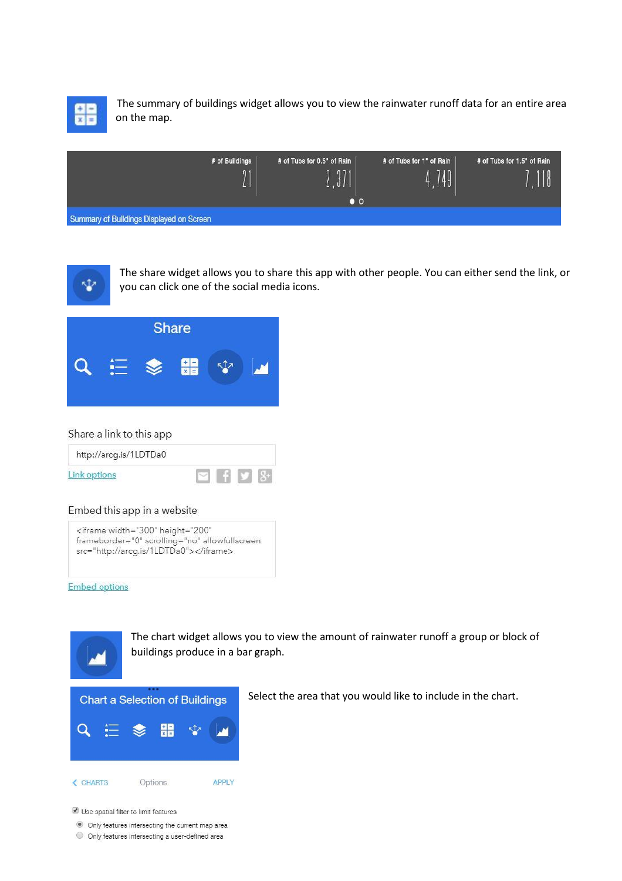The summary of buildings widget allows you to view the rainwater runoff data for an entire area on the map.

| # of Buildings | # of Tubs for 0.5" of Rain | # of Tubs for 1" of Rain | # of Tubs for 1.5" of Rain |
|---|---|---|---|
| 21 | 2,371 | 4,749 | 7,118 |

Summary of Buildings Displayed on Screen

The share widget allows you to share this app with other people. You can either send the link, or you can click one of the social media icons.

Share

Share a link to this app

http://arcg.is/1LDTDa0

Link options

Embed this app in a website

```
<iframe width="300" height="200" frameborder="0" scrolling="no" allowfullscreen src="http://arcg.is/1LDTDa0"></iframe>
```

Embed options

The chart widget allows you to view the amount of rainwater runoff a group or block of buildings produce in a bar graph.

Chart a Selection of Buildings

Select the area that you would like to include in the chart.

< CHARTS Options APPLY

- [x] Use spatial filter to limit features
  - (•) Only features intersecting the current map area
  - ( ) Only features intersecting a user-defined area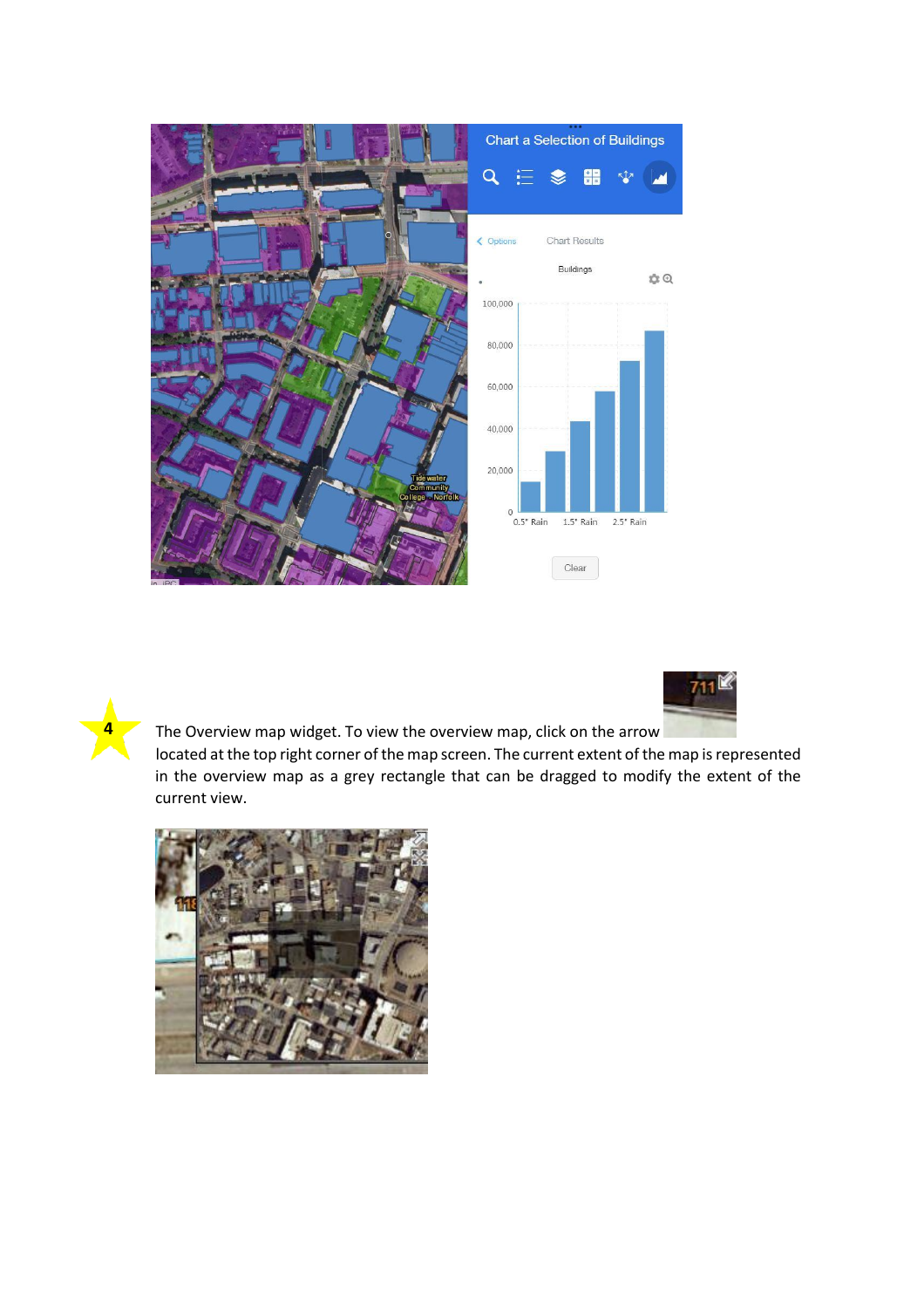Chart a Selection of Buildings

Options

Chart Results

Buildings

100,000

80,000

60,000

40,000

20,000

0

0.5" Rain

1.5" Rain

2.5" Rain

Clear

4

The Overview map widget. To view the overview map, click on the arrow located at the top right corner of the map screen. The current extent of the map is represented in the overview map as a grey rectangle that can be dragged to modify the extent of the current view.